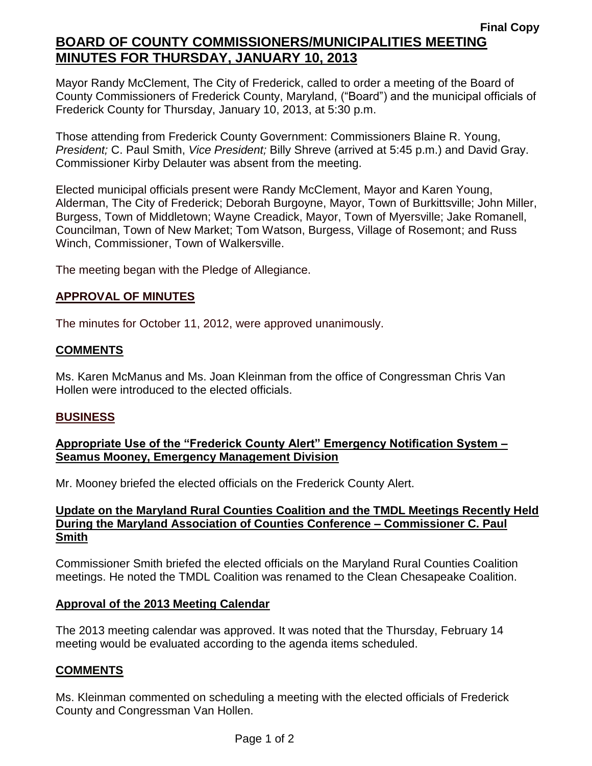**Final Copy**

# BOARD OF COUNTY COMMISSIONERS/MUNICIPALITIES MEETING MINUTES FOR THURSDAY, JANUARY 10, 2013

Mayor Randy McClement, The City of Frederick, called to order a meeting of the Board of County Commissioners of Frederick County, Maryland, ("Board") and the municipal officials of Frederick County for Thursday, January 10, 2013, at 5:30 p.m.

Those attending from Frederick County Government: Commissioners Blaine R. Young, *President;* C. Paul Smith, *Vice President;* Billy Shreve (arrived at 5:45 p.m.) and David Gray. Commissioner Kirby Delauter was absent from the meeting.

Elected municipal officials present were Randy McClement, Mayor and Karen Young, Alderman, The City of Frederick; Deborah Burgoyne, Mayor, Town of Burkittsville; John Miller, Burgess, Town of Middletown; Wayne Creadick, Mayor, Town of Myersville; Jake Romanell, Councilman, Town of New Market; Tom Watson, Burgess, Village of Rosemont; and Russ Winch, Commissioner, Town of Walkersville.

The meeting began with the Pledge of Allegiance.

## APPROVAL OF MINUTES

The minutes for October 11, 2012, were approved unanimously.

## COMMENTS

Ms. Karen McManus and Ms. Joan Kleinman from the office of Congressman Chris Van Hollen were introduced to the elected officials.

## BUSINESS

### Appropriate Use of the "Frederick County Alert" Emergency Notification System – Seamus Mooney, Emergency Management Division

Mr. Mooney briefed the elected officials on the Frederick County Alert.

### Update on the Maryland Rural Counties Coalition and the TMDL Meetings Recently Held During the Maryland Association of Counties Conference – Commissioner C. Paul Smith

Commissioner Smith briefed the elected officials on the Maryland Rural Counties Coalition meetings. He noted the TMDL Coalition was renamed to the Clean Chesapeake Coalition.

### Approval of the 2013 Meeting Calendar

The 2013 meeting calendar was approved. It was noted that the Thursday, February 14 meeting would be evaluated according to the agenda items scheduled.

## COMMENTS

Ms. Kleinman commented on scheduling a meeting with the elected officials of Frederick County and Congressman Van Hollen.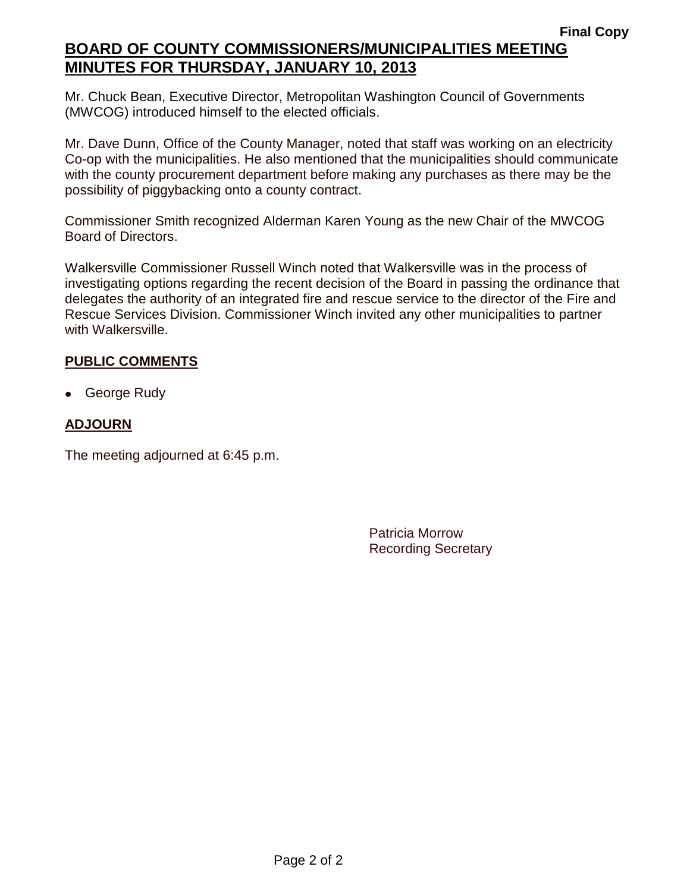Final Copy

**BOARD OF COUNTY COMMISSIONERS/MUNICIPALITIES MEETING MINUTES FOR THURSDAY, JANUARY 10, 2013**

Mr. Chuck Bean, Executive Director, Metropolitan Washington Council of Governments (MWCOG) introduced himself to the elected officials.

Mr. Dave Dunn, Office of the County Manager, noted that staff was working on an electricity Co-op with the municipalities. He also mentioned that the municipalities should communicate with the county procurement department before making any purchases as there may be the possibility of piggybacking onto a county contract.

Commissioner Smith recognized Alderman Karen Young as the new Chair of the MWCOG Board of Directors.

Walkersville Commissioner Russell Winch noted that Walkersville was in the process of investigating options regarding the recent decision of the Board in passing the ordinance that delegates the authority of an integrated fire and rescue service to the director of the Fire and Rescue Services Division. Commissioner Winch invited any other municipalities to partner with Walkersville.

## PUBLIC COMMENTS

- George Rudy

## ADJOURN

The meeting adjourned at 6:45 p.m.

Patricia Morrow
Recording Secretary